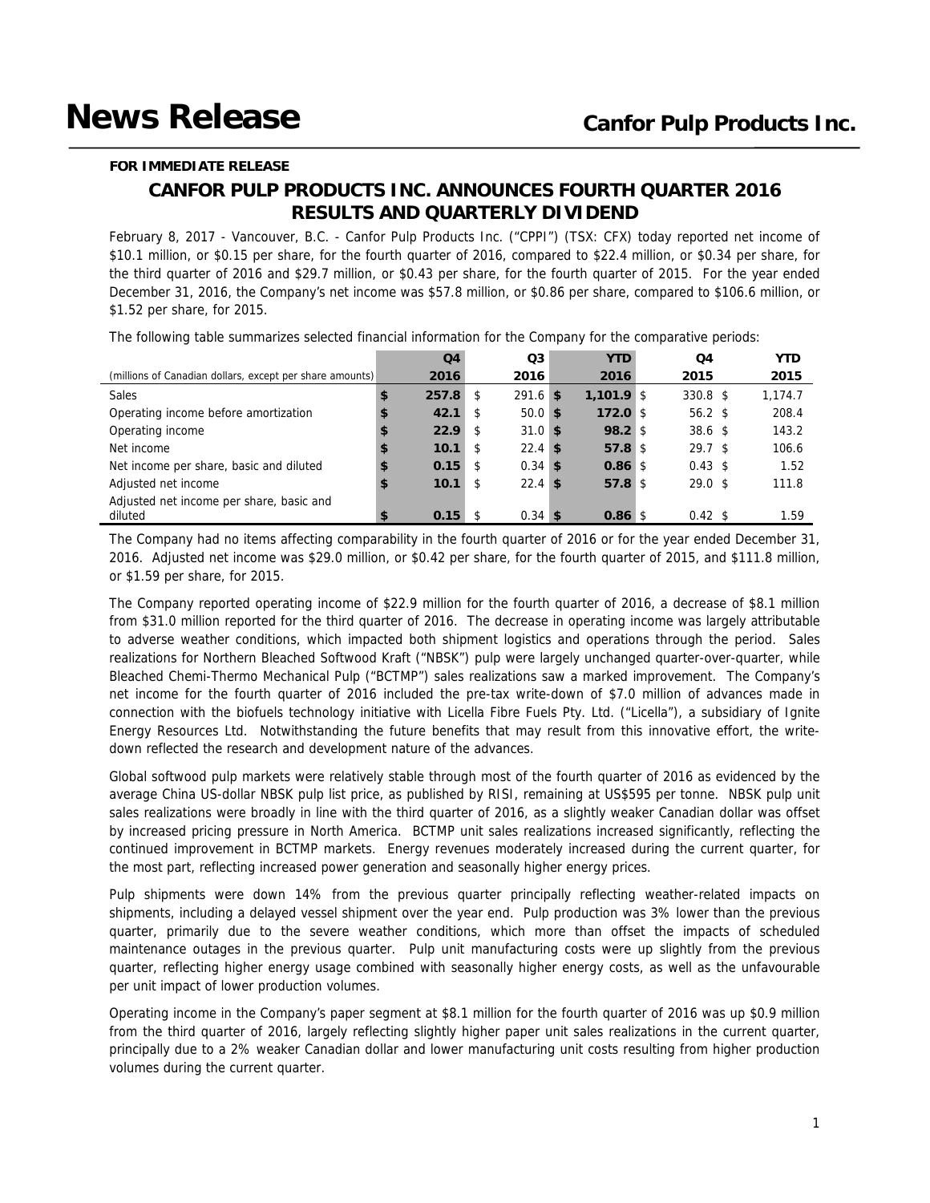# News Release

**Canfor Pulp Products Inc.**

**FOR IMMEDIATE RELEASE**

## CANFOR PULP PRODUCTS INC. ANNOUNCES FOURTH QUARTER 2016 RESULTS AND QUARTERLY DIVIDEND

February 8, 2017 - Vancouver, B.C. - Canfor Pulp Products Inc. ("CPPI") (TSX: CFX) today reported net income of $10.1 million, or $0.15 per share, for the fourth quarter of 2016, compared to $22.4 million, or $0.34 per share, for the third quarter of 2016 and $29.7 million, or $0.43 per share, for the fourth quarter of 2015. For the year ended December 31, 2016, the Company's net income was $57.8 million, or $0.86 per share, compared to $106.6 million, or $1.52 per share, for 2015.

The following table summarizes selected financial information for the Company for the comparative periods:

| (millions of Canadian dollars, except per share amounts) | Q4 2016 | Q3 2016 | YTD 2016 | Q4 2015 | YTD 2015 |
|---|---|---|---|---|---|
| Sales | **$ 257.8** | $ 291.6 | **$ 1,101.9** | $ 330.8 | $ 1,174.7 |
| Operating income before amortization | **$ 42.1** | $ 50.0 | **$ 172.0** | $ 56.2 | $ 208.4 |
| Operating income | **$ 22.9** | $ 31.0 | **$ 98.2** | $ 38.6 | $ 143.2 |
| Net income | **$ 10.1** | $ 22.4 | **$ 57.8** | $ 29.7 | $ 106.6 |
| Net income per share, basic and diluted | **$ 0.15** | $ 0.34 | **$ 0.86** | $ 0.43 | $ 1.52 |
| Adjusted net income | **$ 10.1** | $ 22.4 | **$ 57.8** | $ 29.0 | $ 111.8 |
| Adjusted net income per share, basic and diluted | **$ 0.15** | $ 0.34 | **$ 0.86** | $ 0.42 | $ 1.59 |

The Company had no items affecting comparability in the fourth quarter of 2016 or for the year ended December 31, 2016. Adjusted net income was $29.0 million, or $0.42 per share, for the fourth quarter of 2015, and $111.8 million, or $1.59 per share, for 2015.

The Company reported operating income of $22.9 million for the fourth quarter of 2016, a decrease of $8.1 million from $31.0 million reported for the third quarter of 2016. The decrease in operating income was largely attributable to adverse weather conditions, which impacted both shipment logistics and operations through the period. Sales realizations for Northern Bleached Softwood Kraft ("NBSK") pulp were largely unchanged quarter-over-quarter, while Bleached Chemi-Thermo Mechanical Pulp ("BCTMP") sales realizations saw a marked improvement. The Company's net income for the fourth quarter of 2016 included the pre-tax write-down of $7.0 million of advances made in connection with the biofuels technology initiative with Licella Fibre Fuels Pty. Ltd. ("Licella"), a subsidiary of Ignite Energy Resources Ltd. Notwithstanding the future benefits that may result from this innovative effort, the write-down reflected the research and development nature of the advances.

Global softwood pulp markets were relatively stable through most of the fourth quarter of 2016 as evidenced by the average China US-dollar NBSK pulp list price, as published by RISI, remaining at US$595 per tonne. NBSK pulp unit sales realizations were broadly in line with the third quarter of 2016, as a slightly weaker Canadian dollar was offset by increased pricing pressure in North America. BCTMP unit sales realizations increased significantly, reflecting the continued improvement in BCTMP markets. Energy revenues moderately increased during the current quarter, for the most part, reflecting increased power generation and seasonally higher energy prices.

Pulp shipments were down 14% from the previous quarter principally reflecting weather-related impacts on shipments, including a delayed vessel shipment over the year end. Pulp production was 3% lower than the previous quarter, primarily due to the severe weather conditions, which more than offset the impacts of scheduled maintenance outages in the previous quarter. Pulp unit manufacturing costs were up slightly from the previous quarter, reflecting higher energy usage combined with seasonally higher energy costs, as well as the unfavourable per unit impact of lower production volumes.

Operating income in the Company's paper segment at $8.1 million for the fourth quarter of 2016 was up $0.9 million from the third quarter of 2016, largely reflecting slightly higher paper unit sales realizations in the current quarter, principally due to a 2% weaker Canadian dollar and lower manufacturing unit costs resulting from higher production volumes during the current quarter.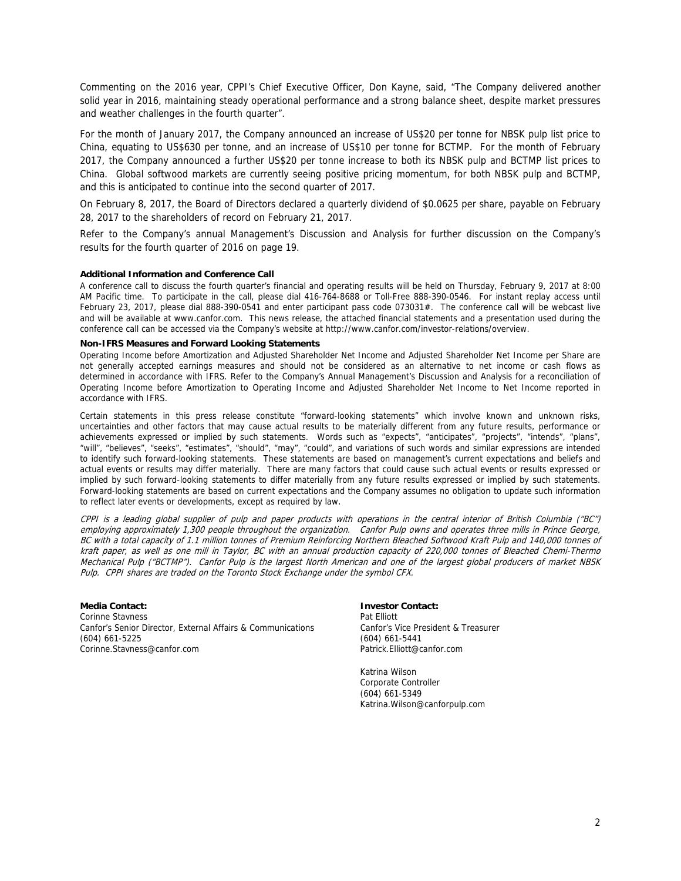Commenting on the 2016 year, CPPI's Chief Executive Officer, Don Kayne, said, "The Company delivered another solid year in 2016, maintaining steady operational performance and a strong balance sheet, despite market pressures and weather challenges in the fourth quarter".

For the month of January 2017, the Company announced an increase of US$20 per tonne for NBSK pulp list price to China, equating to US$630 per tonne, and an increase of US$10 per tonne for BCTMP. For the month of February 2017, the Company announced a further US$20 per tonne increase to both its NBSK pulp and BCTMP list prices to China. Global softwood markets are currently seeing positive pricing momentum, for both NBSK pulp and BCTMP, and this is anticipated to continue into the second quarter of 2017.

On February 8, 2017, the Board of Directors declared a quarterly dividend of $0.0625 per share, payable on February 28, 2017 to the shareholders of record on February 21, 2017.

Refer to the Company's annual Management's Discussion and Analysis for further discussion on the Company's results for the fourth quarter of 2016 on page 19.

**Additional Information and Conference Call**

A conference call to discuss the fourth quarter's financial and operating results will be held on Thursday, February 9, 2017 at 8:00 AM Pacific time. To participate in the call, please dial 416-764-8688 or Toll-Free 888-390-0546. For instant replay access until February 23, 2017, please dial 888-390-0541 and enter participant pass code 073031#. The conference call will be webcast live and will be available at www.canfor.com. This news release, the attached financial statements and a presentation used during the conference call can be accessed via the Company's website at http://www.canfor.com/investor-relations/overview.

**Non-IFRS Measures and Forward Looking Statements**

Operating Income before Amortization and Adjusted Shareholder Net Income and Adjusted Shareholder Net Income per Share are not generally accepted earnings measures and should not be considered as an alternative to net income or cash flows as determined in accordance with IFRS. Refer to the Company's Annual Management's Discussion and Analysis for a reconciliation of Operating Income before Amortization to Operating Income and Adjusted Shareholder Net Income to Net Income reported in accordance with IFRS.

Certain statements in this press release constitute "forward-looking statements" which involve known and unknown risks, uncertainties and other factors that may cause actual results to be materially different from any future results, performance or achievements expressed or implied by such statements. Words such as "expects", "anticipates", "projects", "intends", "plans", "will", "believes", "seeks", "estimates", "should", "may", "could", and variations of such words and similar expressions are intended to identify such forward-looking statements. These statements are based on management's current expectations and beliefs and actual events or results may differ materially. There are many factors that could cause such actual events or results expressed or implied by such forward-looking statements to differ materially from any future results expressed or implied by such statements. Forward-looking statements are based on current expectations and the Company assumes no obligation to update such information to reflect later events or developments, except as required by law.

*CPPI is a leading global supplier of pulp and paper products with operations in the central interior of British Columbia ("BC") employing approximately 1,300 people throughout the organization. Canfor Pulp owns and operates three mills in Prince George, BC with a total capacity of 1.1 million tonnes of Premium Reinforcing Northern Bleached Softwood Kraft Pulp and 140,000 tonnes of kraft paper, as well as one mill in Taylor, BC with an annual production capacity of 220,000 tonnes of Bleached Chemi-Thermo Mechanical Pulp ("BCTMP"). Canfor Pulp is the largest North American and one of the largest global producers of market NBSK Pulp. CPPI shares are traded on the Toronto Stock Exchange under the symbol CFX.*

**Media Contact:**
Corinne Stavness
Canfor's Senior Director, External Affairs & Communications
(604) 661-5225
Corinne.Stavness@canfor.com

**Investor Contact:**
Pat Elliott
Canfor's Vice President & Treasurer
(604) 661-5441
Patrick.Elliott@canfor.com

Katrina Wilson
Corporate Controller
(604) 661-5349
Katrina.Wilson@canforpulp.com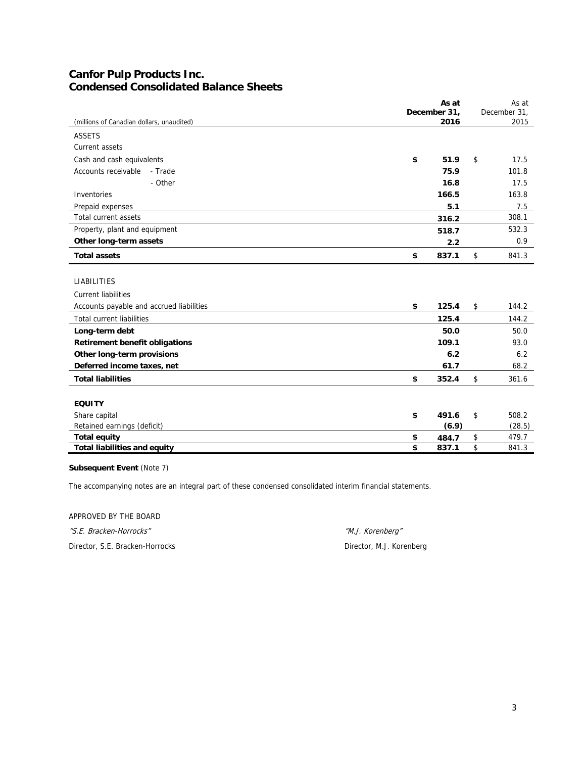# Canfor Pulp Products Inc.
# Condensed Consolidated Balance Sheets

| (millions of Canadian dollars, unaudited) | As at December 31, 2016 | As at December 31, 2015 |
|---|---|---|
| ASSETS | | |
| Current assets | | |
| Cash and cash equivalents | **$ 51.9** | $ 17.5 |
| Accounts receivable - Trade | **75.9** | 101.8 |
| - Other | **16.8** | 17.5 |
| Inventories | **166.5** | 163.8 |
| Prepaid expenses | **5.1** | 7.5 |
| Total current assets | **316.2** | 308.1 |
| Property, plant and equipment | **518.7** | 532.3 |
| **Other long-term assets** | **2.2** | 0.9 |
| **Total assets** | **$ 837.1** | $ 841.3 |
| | | |
| LIABILITIES | | |
| Current liabilities | | |
| Accounts payable and accrued liabilities | **$ 125.4** | $ 144.2 |
| Total current liabilities | **125.4** | 144.2 |
| **Long-term debt** | **50.0** | 50.0 |
| **Retirement benefit obligations** | **109.1** | 93.0 |
| **Other long-term provisions** | **6.2** | 6.2 |
| **Deferred income taxes, net** | **61.7** | 68.2 |
| **Total liabilities** | **$ 352.4** | $ 361.6 |
| | | |
| **EQUITY** | | |
| Share capital | **$ 491.6** | $ 508.2 |
| Retained earnings (deficit) | **(6.9)** | (28.5) |
| **Total equity** | **$ 484.7** | $ 479.7 |
| **Total liabilities and equity** | **$ 837.1** | $ 841.3 |

**Subsequent Event** (Note 7)

The accompanying notes are an integral part of these condensed consolidated interim financial statements.

APPROVED BY THE BOARD

*"S.E. Bracken-Horrocks"*

Director, S.E. Bracken-Horrocks

*"M.J. Korenberg"*

Director, M.J. Korenberg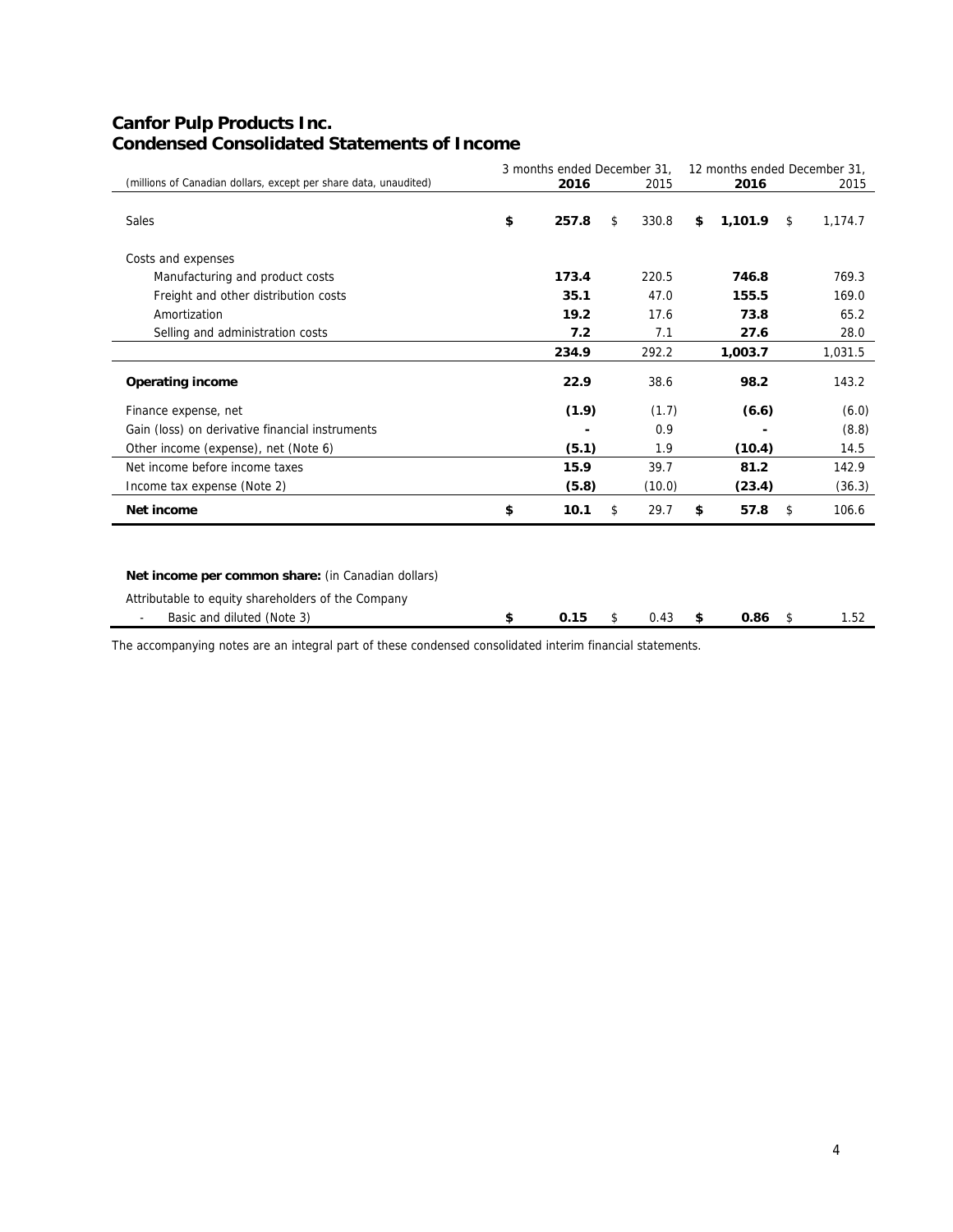# Canfor Pulp Products Inc.
# Condensed Consolidated Statements of Income

| (millions of Canadian dollars, except per share data, unaudited) | 3 months ended December 31, 2016 | 3 months ended December 31, 2015 | 12 months ended December 31, 2016 | 12 months ended December 31, 2015 |
|---|---|---|---|---|
| Sales | **$ 257.8** | $ 330.8 | **$ 1,101.9** | $ 1,174.7 |
| Costs and expenses | | | | |
| Manufacturing and product costs | **173.4** | 220.5 | **746.8** | 769.3 |
| Freight and other distribution costs | **35.1** | 47.0 | **155.5** | 169.0 |
| Amortization | **19.2** | 17.6 | **73.8** | 65.2 |
| Selling and administration costs | **7.2** | 7.1 | **27.6** | 28.0 |
| | **234.9** | 292.2 | **1,003.7** | 1,031.5 |
| **Operating income** | **22.9** | 38.6 | **98.2** | 143.2 |
| Finance expense, net | **(1.9)** | (1.7) | **(6.6)** | (6.0) |
| Gain (loss) on derivative financial instruments | **-** | 0.9 | **-** | (8.8) |
| Other income (expense), net (Note 6) | **(5.1)** | 1.9 | **(10.4)** | 14.5 |
| Net income before income taxes | **15.9** | 39.7 | **81.2** | 142.9 |
| Income tax expense (Note 2) | **(5.8)** | (10.0) | **(23.4)** | (36.3) |
| **Net income** | **$ 10.1** | $ 29.7 | **$ 57.8** | $ 106.6 |
| **Net income per common share:** (in Canadian dollars) | | | | |
| Attributable to equity shareholders of the Company | | | | |
| - Basic and diluted (Note 3) | **$ 0.15** | $ 0.43 | **$ 0.86** | $ 1.52 |

The accompanying notes are an integral part of these condensed consolidated interim financial statements.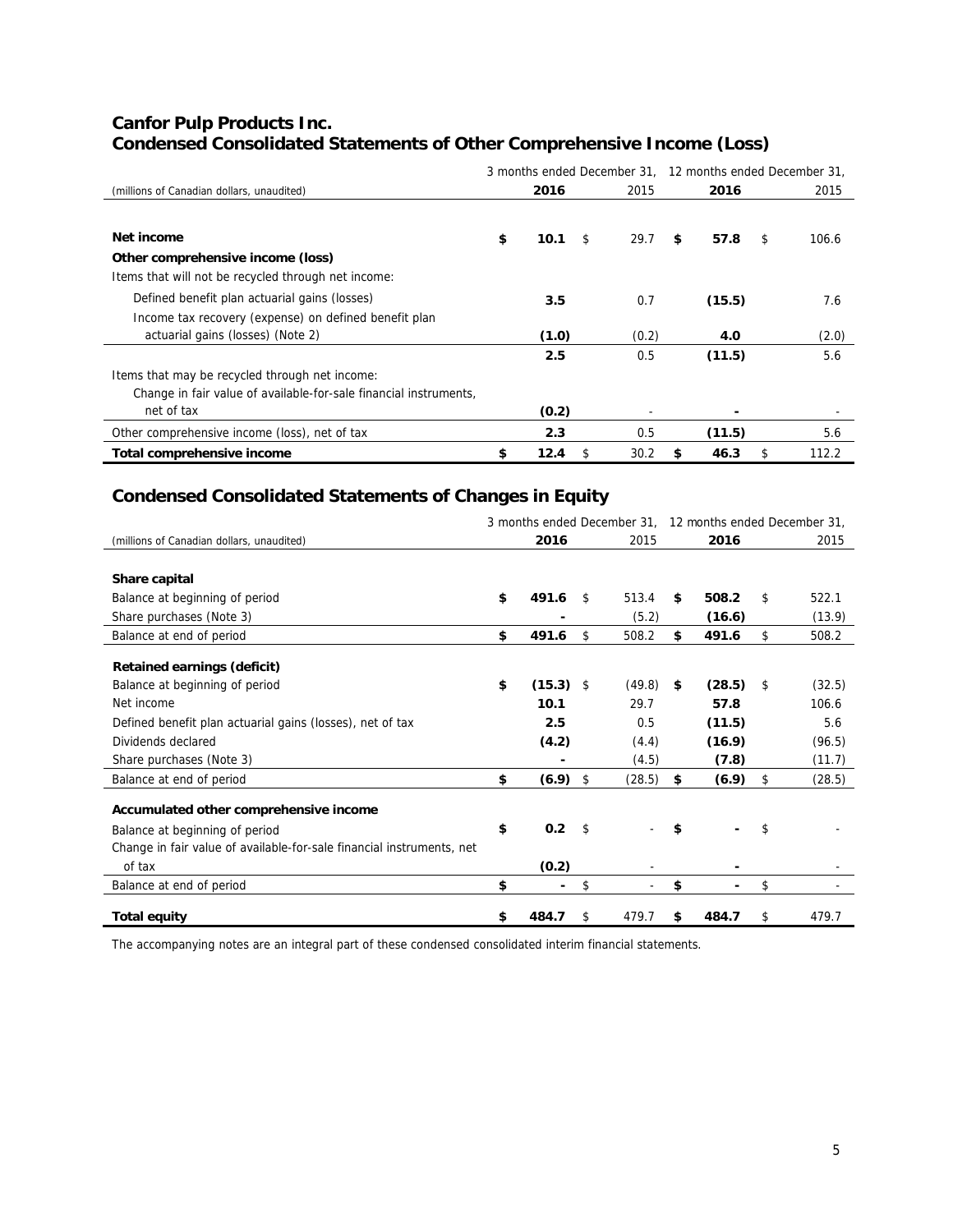# Canfor Pulp Products Inc.
# Condensed Consolidated Statements of Other Comprehensive Income (Loss)

| (millions of Canadian dollars, unaudited) | 3 months ended December 31, 2016 | 3 months ended December 31, 2015 | 12 months ended December 31, 2016 | 12 months ended December 31, 2015 |
|---|---|---|---|---|
| **Net income** | **$ 10.1** | $ 29.7 | **$ 57.8** | $ 106.6 |
| **Other comprehensive income (loss)** | | | | |
| Items that will not be recycled through net income: | | | | |
| Defined benefit plan actuarial gains (losses) | **3.5** | 0.7 | **(15.5)** | 7.6 |
| Income tax recovery (expense) on defined benefit plan actuarial gains (losses) (Note 2) | **(1.0)** | (0.2) | **4.0** | (2.0) |
| | **2.5** | 0.5 | **(11.5)** | 5.6 |
| Items that may be recycled through net income: | | | | |
| Change in fair value of available-for-sale financial instruments, net of tax | **(0.2)** | - | **-** | - |
| Other comprehensive income (loss), net of tax | **2.3** | 0.5 | **(11.5)** | 5.6 |
| **Total comprehensive income** | **$ 12.4** | $ 30.2 | **$ 46.3** | $ 112.2 |

# Condensed Consolidated Statements of Changes in Equity

| (millions of Canadian dollars, unaudited) | 3 months ended December 31, 2016 | 3 months ended December 31, 2015 | 12 months ended December 31, 2016 | 12 months ended December 31, 2015 |
|---|---|---|---|---|
| **Share capital** | | | | |
| Balance at beginning of period | **$ 491.6** | $ 513.4 | **$ 508.2** | $ 522.1 |
| Share purchases (Note 3) | **-** | (5.2) | **(16.6)** | (13.9) |
| Balance at end of period | **$ 491.6** | $ 508.2 | **$ 491.6** | $ 508.2 |
| **Retained earnings (deficit)** | | | | |
| Balance at beginning of period | **$ (15.3)** | $ (49.8) | **$ (28.5)** | $ (32.5) |
| Net income | **10.1** | 29.7 | **57.8** | 106.6 |
| Defined benefit plan actuarial gains (losses), net of tax | **2.5** | 0.5 | **(11.5)** | 5.6 |
| Dividends declared | **(4.2)** | (4.4) | **(16.9)** | (96.5) |
| Share purchases (Note 3) | **-** | (4.5) | **(7.8)** | (11.7) |
| Balance at end of period | **$ (6.9)** | $ (28.5) | **$ (6.9)** | $ (28.5) |
| **Accumulated other comprehensive income** | | | | |
| Balance at beginning of period | **$ 0.2** | $ - | **$ -** | $ - |
| Change in fair value of available-for-sale financial instruments, net of tax | **(0.2)** | - | **-** | - |
| Balance at end of period | **$ -** | $ - | **$ -** | $ - |
| **Total equity** | **$ 484.7** | $ 479.7 | **$ 484.7** | $ 479.7 |

The accompanying notes are an integral part of these condensed consolidated interim financial statements.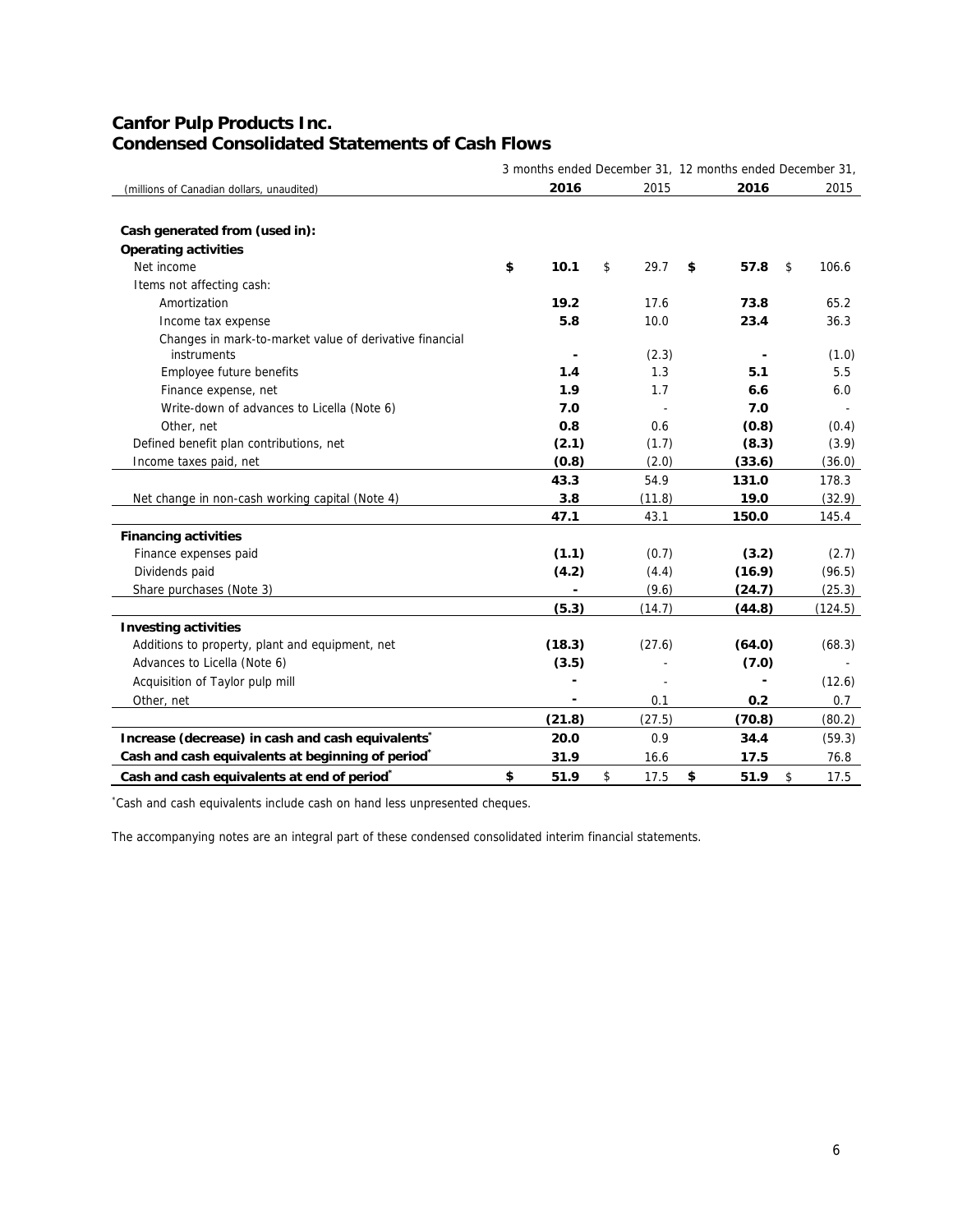# Canfor Pulp Products Inc.
# Condensed Consolidated Statements of Cash Flows

| (millions of Canadian dollars, unaudited) | 3 months ended December 31, 2016 | 3 months ended December 31, 2015 | 12 months ended December 31, 2016 | 12 months ended December 31, 2015 |
|---|---|---|---|---|
| **Cash generated from (used in):** | | | | |
| **Operating activities** | | | | |
| Net income | **$ 10.1** | $ 29.7 | **$ 57.8** | $ 106.6 |
| Items not affecting cash: | | | | |
| Amortization | **19.2** | 17.6 | **73.8** | 65.2 |
| Income tax expense | **5.8** | 10.0 | **23.4** | 36.3 |
| Changes in mark-to-market value of derivative financial instruments | **-** | (2.3) | **-** | (1.0) |
| Employee future benefits | **1.4** | 1.3 | **5.1** | 5.5 |
| Finance expense, net | **1.9** | 1.7 | **6.6** | 6.0 |
| Write-down of advances to Licella (Note 6) | **7.0** | - | **7.0** | - |
| Other, net | **0.8** | 0.6 | **(0.8)** | (0.4) |
| Defined benefit plan contributions, net | **(2.1)** | (1.7) | **(8.3)** | (3.9) |
| Income taxes paid, net | **(0.8)** | (2.0) | **(33.6)** | (36.0) |
| | **43.3** | 54.9 | **131.0** | 178.3 |
| Net change in non-cash working capital (Note 4) | **3.8** | (11.8) | **19.0** | (32.9) |
| | **47.1** | 43.1 | **150.0** | 145.4 |
| **Financing activities** | | | | |
| Finance expenses paid | **(1.1)** | (0.7) | **(3.2)** | (2.7) |
| Dividends paid | **(4.2)** | (4.4) | **(16.9)** | (96.5) |
| Share purchases (Note 3) | **-** | (9.6) | **(24.7)** | (25.3) |
| | **(5.3)** | (14.7) | **(44.8)** | (124.5) |
| **Investing activities** | | | | |
| Additions to property, plant and equipment, net | **(18.3)** | (27.6) | **(64.0)** | (68.3) |
| Advances to Licella (Note 6) | **(3.5)** | - | **(7.0)** | - |
| Acquisition of Taylor pulp mill | **-** | - | **-** | (12.6) |
| Other, net | **-** | 0.1 | **0.2** | 0.7 |
| | **(21.8)** | (27.5) | **(70.8)** | (80.2) |
| **Increase (decrease) in cash and cash equivalents*** | **20.0** | 0.9 | **34.4** | (59.3) |
| **Cash and cash equivalents at beginning of period*** | **31.9** | 16.6 | **17.5** | 76.8 |
| **Cash and cash equivalents at end of period*** | **$ 51.9** | $ 17.5 | **$ 51.9** | $ 17.5 |

*Cash and cash equivalents include cash on hand less unpresented cheques.

The accompanying notes are an integral part of these condensed consolidated interim financial statements.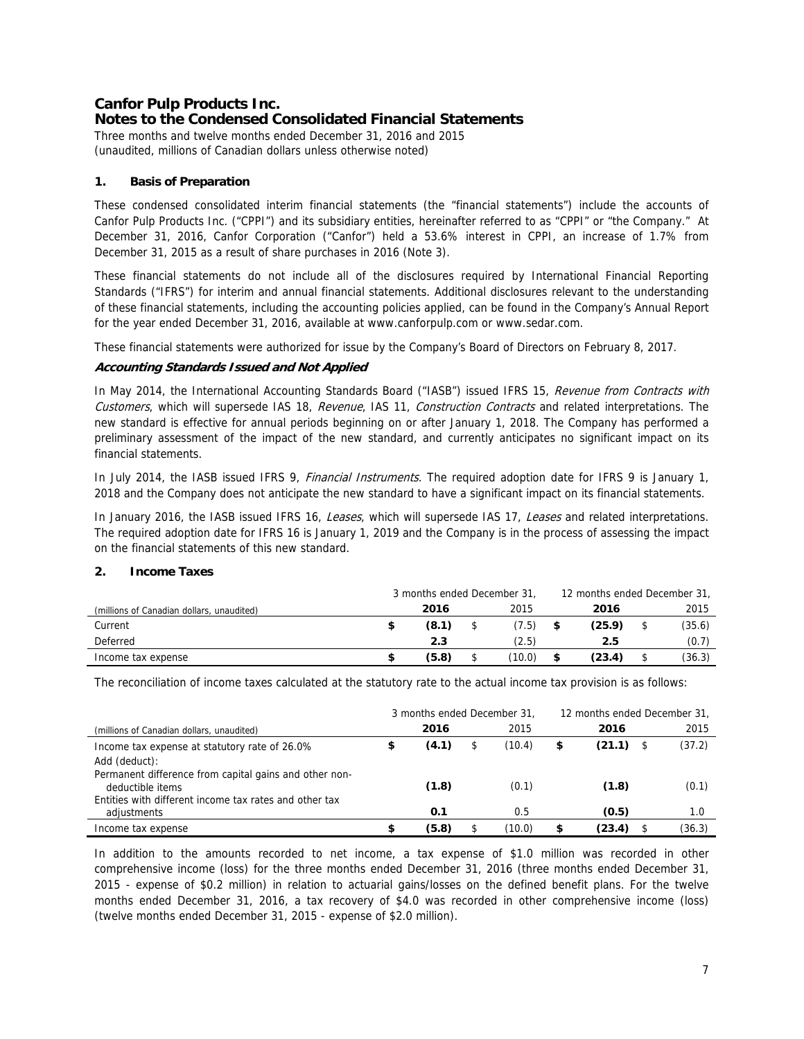# Canfor Pulp Products Inc.
## Notes to the Condensed Consolidated Financial Statements

Three months and twelve months ended December 31, 2016 and 2015
(unaudited, millions of Canadian dollars unless otherwise noted)

### 1. Basis of Preparation

These condensed consolidated interim financial statements (the "financial statements") include the accounts of Canfor Pulp Products Inc. ("CPPI") and its subsidiary entities, hereinafter referred to as "CPPI" or "the Company." At December 31, 2016, Canfor Corporation ("Canfor") held a 53.6% interest in CPPI, an increase of 1.7% from December 31, 2015 as a result of share purchases in 2016 (Note 3).

These financial statements do not include all of the disclosures required by International Financial Reporting Standards ("IFRS") for interim and annual financial statements. Additional disclosures relevant to the understanding of these financial statements, including the accounting policies applied, can be found in the Company's Annual Report for the year ended December 31, 2016, available at www.canforpulp.com or www.sedar.com.

These financial statements were authorized for issue by the Company's Board of Directors on February 8, 2017.

***Accounting Standards Issued and Not Applied***

In May 2014, the International Accounting Standards Board ("IASB") issued IFRS 15, *Revenue from Contracts with Customers*, which will supersede IAS 18, *Revenue*, IAS 11, *Construction Contracts* and related interpretations. The new standard is effective for annual periods beginning on or after January 1, 2018. The Company has performed a preliminary assessment of the impact of the new standard, and currently anticipates no significant impact on its financial statements.

In July 2014, the IASB issued IFRS 9, *Financial Instruments*. The required adoption date for IFRS 9 is January 1, 2018 and the Company does not anticipate the new standard to have a significant impact on its financial statements.

In January 2016, the IASB issued IFRS 16, *Leases*, which will supersede IAS 17, *Leases* and related interpretations. The required adoption date for IFRS 16 is January 1, 2019 and the Company is in the process of assessing the impact on the financial statements of this new standard.

### 2. Income Taxes

| | 3 months ended December 31, | | 12 months ended December 31, | |
|---|---|---|---|---|
| (millions of Canadian dollars, unaudited) | **2016** | 2015 | **2016** | 2015 |
| Current | **$ (8.1)** | $ (7.5) | **$ (25.9)** | $ (35.6) |
| Deferred | **2.3** | (2.5) | **2.5** | (0.7) |
| Income tax expense | **$ (5.8)** | $ (10.0) | **$ (23.4)** | $ (36.3) |

The reconciliation of income taxes calculated at the statutory rate to the actual income tax provision is as follows:

| | 3 months ended December 31, | | 12 months ended December 31, | |
|---|---|---|---|---|
| (millions of Canadian dollars, unaudited) | **2016** | 2015 | **2016** | 2015 |
| Income tax expense at statutory rate of 26.0% | **$ (4.1)** | $ (10.4) | **$ (21.1)** | $ (37.2) |
| Add (deduct): | | | | |
| Permanent difference from capital gains and other non-deductible items | **(1.8)** | (0.1) | **(1.8)** | (0.1) |
| Entities with different income tax rates and other tax adjustments | **0.1** | 0.5 | **(0.5)** | 1.0 |
| Income tax expense | **$ (5.8)** | $ (10.0) | **$ (23.4)** | $ (36.3) |

In addition to the amounts recorded to net income, a tax expense of $1.0 million was recorded in other comprehensive income (loss) for the three months ended December 31, 2016 (three months ended December 31, 2015 - expense of $0.2 million) in relation to actuarial gains/losses on the defined benefit plans. For the twelve months ended December 31, 2016, a tax recovery of $4.0 was recorded in other comprehensive income (loss) (twelve months ended December 31, 2015 - expense of $2.0 million).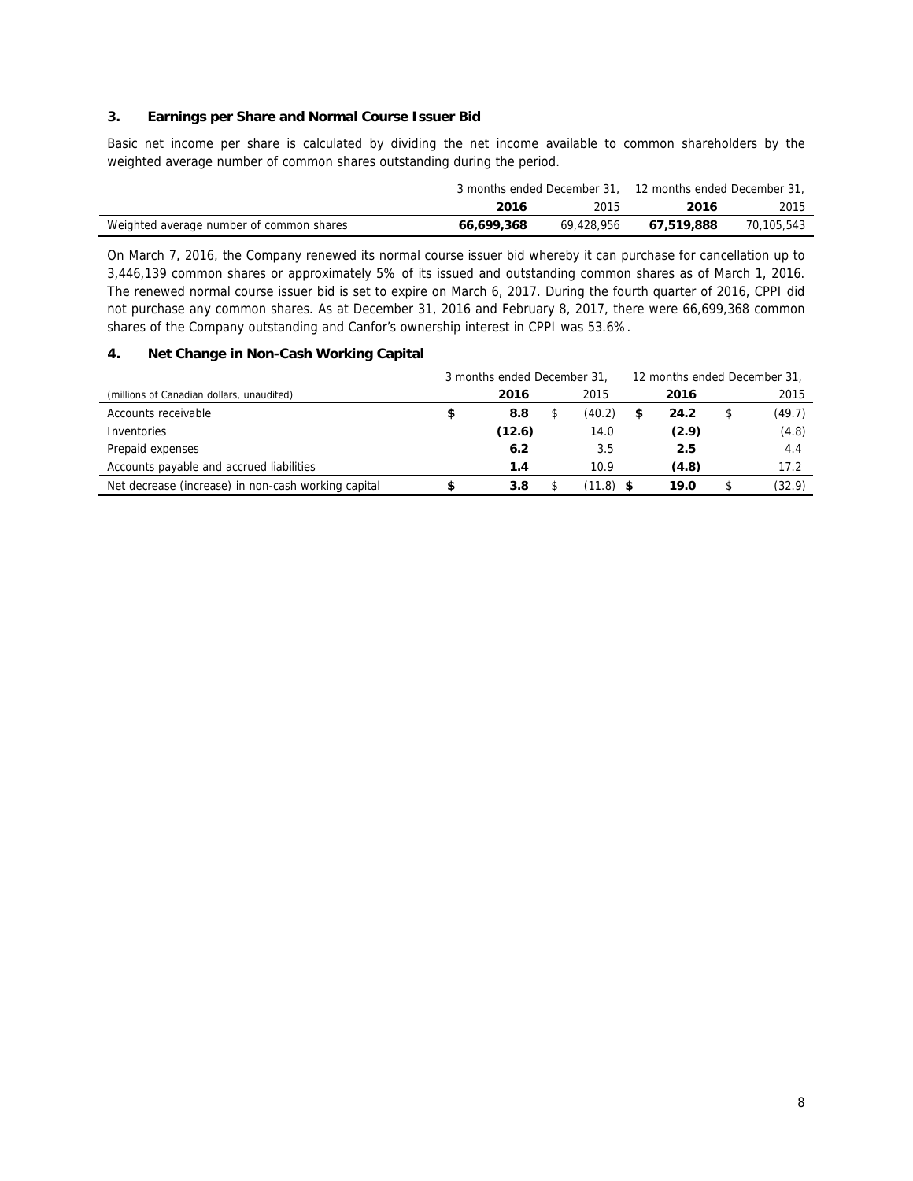### 3. Earnings per Share and Normal Course Issuer Bid

Basic net income per share is calculated by dividing the net income available to common shareholders by the weighted average number of common shares outstanding during the period.

| | 3 months ended December 31, | | 12 months ended December 31, | |
|---|---|---|---|---|
| | **2016** | 2015 | **2016** | 2015 |
| Weighted average number of common shares | **66,699,368** | 69,428,956 | **67,519,888** | 70,105,543 |

On March 7, 2016, the Company renewed its normal course issuer bid whereby it can purchase for cancellation up to 3,446,139 common shares or approximately 5% of its issued and outstanding common shares as of March 1, 2016. The renewed normal course issuer bid is set to expire on March 6, 2017. During the fourth quarter of 2016, CPPI did not purchase any common shares. As at December 31, 2016 and February 8, 2017, there were 66,699,368 common shares of the Company outstanding and Canfor's ownership interest in CPPI was 53.6%.

### 4. Net Change in Non-Cash Working Capital

| | 3 months ended December 31, | | 12 months ended December 31, | |
|---|---|---|---|---|
| *(millions of Canadian dollars, unaudited)* | **2016** | 2015 | **2016** | 2015 |
| Accounts receivable | **$ 8.8** | $ (40.2) | **$ 24.2** | $ (49.7) |
| Inventories | **(12.6)** | 14.0 | **(2.9)** | (4.8) |
| Prepaid expenses | **6.2** | 3.5 | **2.5** | 4.4 |
| Accounts payable and accrued liabilities | **1.4** | 10.9 | **(4.8)** | 17.2 |
| Net decrease (increase) in non-cash working capital | **$ 3.8** | $ (11.8) | **$ 19.0** | $ (32.9) |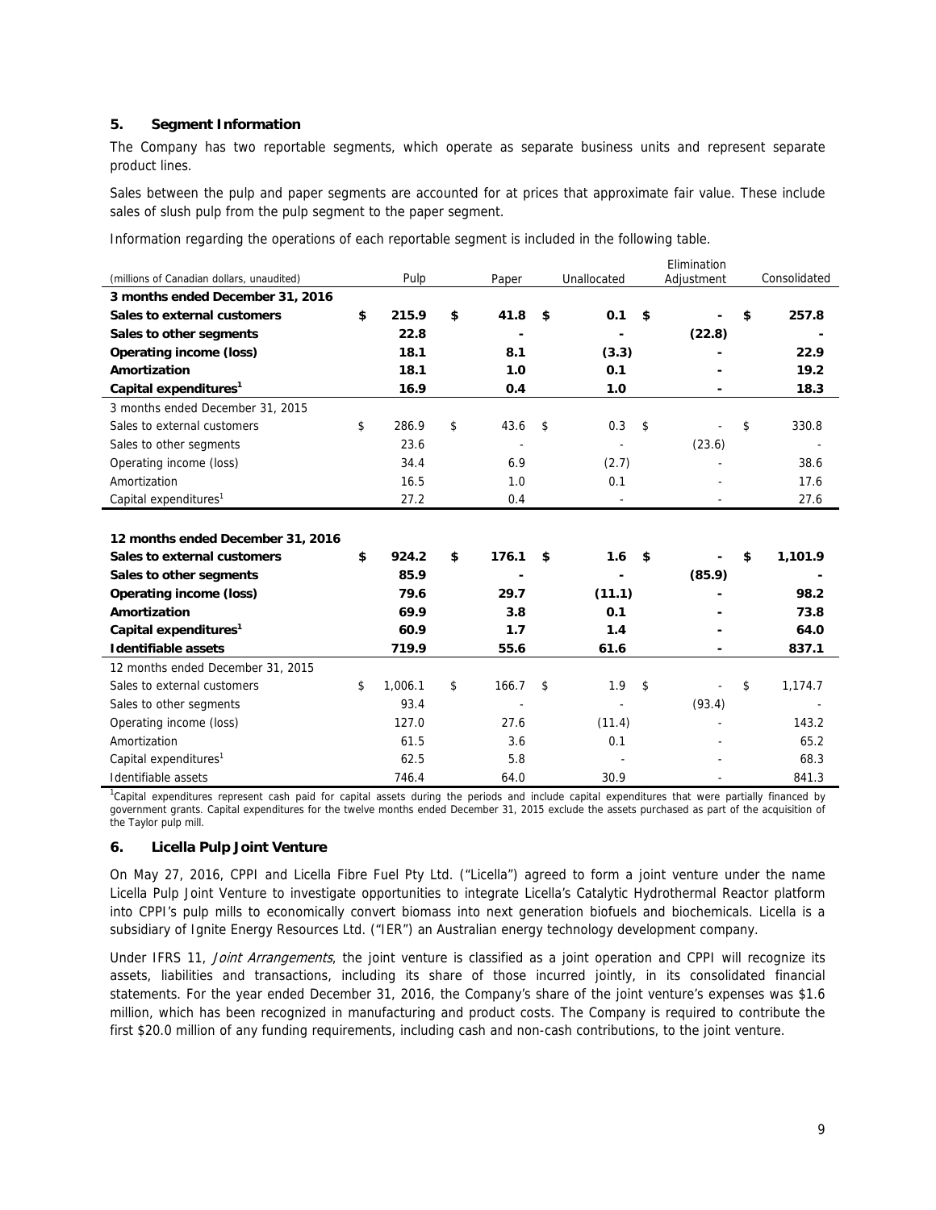## 5. Segment Information

The Company has two reportable segments, which operate as separate business units and represent separate product lines.

Sales between the pulp and paper segments are accounted for at prices that approximate fair value. These include sales of slush pulp from the pulp segment to the paper segment.

Information regarding the operations of each reportable segment is included in the following table.

| (millions of Canadian dollars, unaudited) | Pulp | Paper | Unallocated | Elimination Adjustment | Consolidated |
|---|---|---|---|---|---|
| **3 months ended December 31, 2016** | | | | | |
| **Sales to external customers** | **$ 215.9** | **$ 41.8** | **$ 0.1** | **$ -** | **$ 257.8** |
| **Sales to other segments** | **22.8** | **-** | **-** | **(22.8)** | **-** |
| **Operating income (loss)** | **18.1** | **8.1** | **(3.3)** | **-** | **22.9** |
| **Amortization** | **18.1** | **1.0** | **0.1** | **-** | **19.2** |
| **Capital expenditures[1]** | **16.9** | **0.4** | **1.0** | **-** | **18.3** |
| 3 months ended December 31, 2015 | | | | | |
| Sales to external customers | $ 286.9 | $ 43.6 | $ 0.3 | $ - | $ 330.8 |
| Sales to other segments | 23.6 | - | - | (23.6) | - |
| Operating income (loss) | 34.4 | 6.9 | (2.7) | - | 38.6 |
| Amortization | 16.5 | 1.0 | 0.1 | - | 17.6 |
| Capital expenditures[1] | 27.2 | 0.4 | - | - | 27.6 |
| **12 months ended December 31, 2016** | | | | | |
| **Sales to external customers** | **$ 924.2** | **$ 176.1** | **$ 1.6** | **$ -** | **$ 1,101.9** |
| **Sales to other segments** | **85.9** | **-** | **-** | **(85.9)** | **-** |
| **Operating income (loss)** | **79.6** | **29.7** | **(11.1)** | **-** | **98.2** |
| **Amortization** | **69.9** | **3.8** | **0.1** | **-** | **73.8** |
| **Capital expenditures[1]** | **60.9** | **1.7** | **1.4** | **-** | **64.0** |
| **Identifiable assets** | **719.9** | **55.6** | **61.6** | **-** | **837.1** |
| 12 months ended December 31, 2015 | | | | | |
| Sales to external customers | $ 1,006.1 | $ 166.7 | $ 1.9 | $ - | $ 1,174.7 |
| Sales to other segments | 93.4 | - | - | (93.4) | - |
| Operating income (loss) | 127.0 | 27.6 | (11.4) | - | 143.2 |
| Amortization | 61.5 | 3.6 | 0.1 | - | 65.2 |
| Capital expenditures[1] | 62.5 | 5.8 | - | - | 68.3 |
| Identifiable assets | 746.4 | 64.0 | 30.9 | - | 841.3 |

[1]Capital expenditures represent cash paid for capital assets during the periods and include capital expenditures that were partially financed by government grants. Capital expenditures for the twelve months ended December 31, 2015 exclude the assets purchased as part of the acquisition of the Taylor pulp mill.

## 6. Licella Pulp Joint Venture

On May 27, 2016, CPPI and Licella Fibre Fuel Pty Ltd. ("Licella") agreed to form a joint venture under the name Licella Pulp Joint Venture to investigate opportunities to integrate Licella's Catalytic Hydrothermal Reactor platform into CPPI's pulp mills to economically convert biomass into next generation biofuels and biochemicals. Licella is a subsidiary of Ignite Energy Resources Ltd. ("IER") an Australian energy technology development company.

Under IFRS 11, *Joint Arrangements*, the joint venture is classified as a joint operation and CPPI will recognize its assets, liabilities and transactions, including its share of those incurred jointly, in its consolidated financial statements. For the year ended December 31, 2016, the Company's share of the joint venture's expenses was $1.6 million, which has been recognized in manufacturing and product costs. The Company is required to contribute the first $20.0 million of any funding requirements, including cash and non-cash contributions, to the joint venture.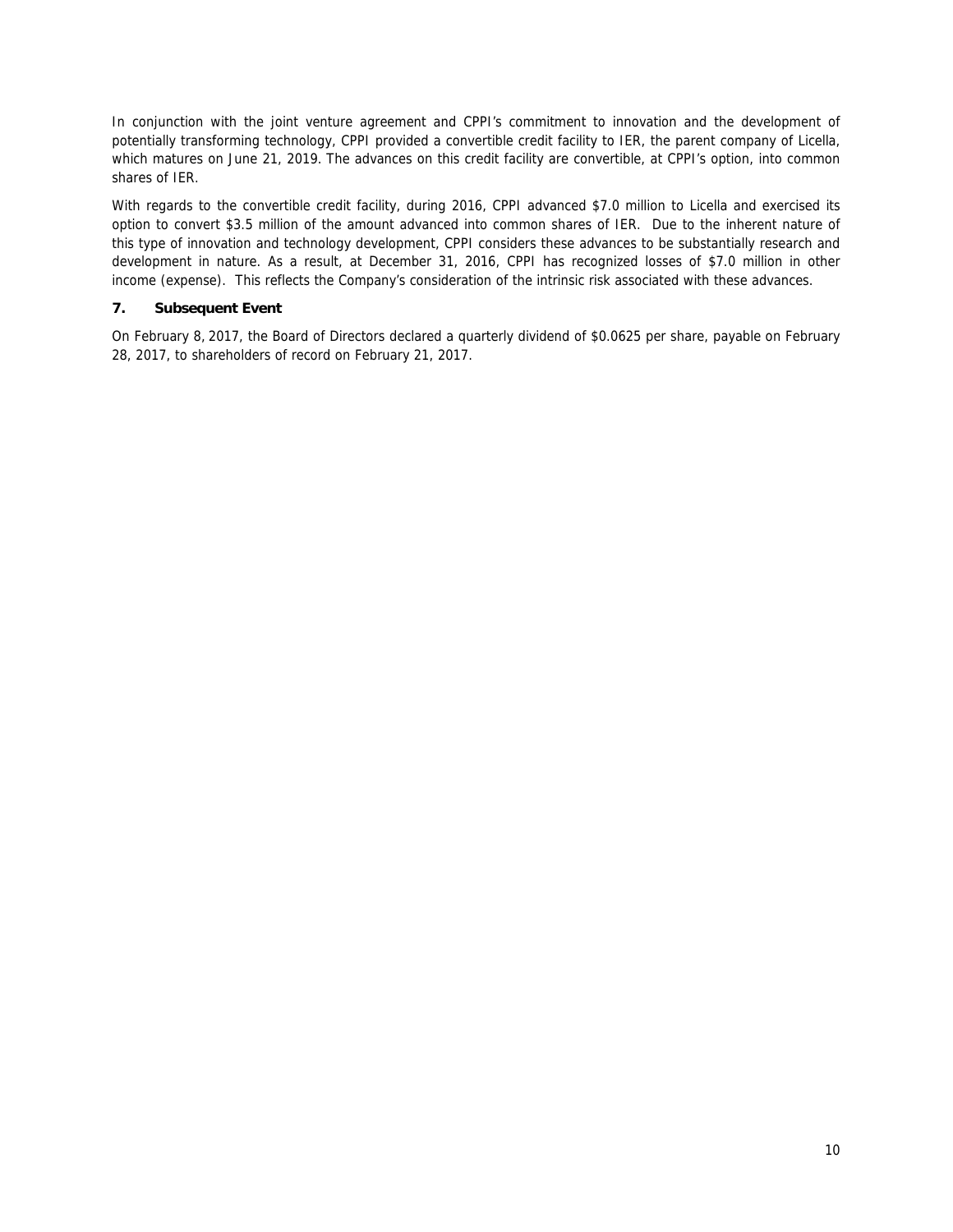In conjunction with the joint venture agreement and CPPI's commitment to innovation and the development of potentially transforming technology, CPPI provided a convertible credit facility to IER, the parent company of Licella, which matures on June 21, 2019. The advances on this credit facility are convertible, at CPPI's option, into common shares of IER.

With regards to the convertible credit facility, during 2016, CPPI advanced $7.0 million to Licella and exercised its option to convert $3.5 million of the amount advanced into common shares of IER. Due to the inherent nature of this type of innovation and technology development, CPPI considers these advances to be substantially research and development in nature. As a result, at December 31, 2016, CPPI has recognized losses of $7.0 million in other income (expense). This reflects the Company's consideration of the intrinsic risk associated with these advances.

## 7. Subsequent Event

On February 8, 2017, the Board of Directors declared a quarterly dividend of $0.0625 per share, payable on February 28, 2017, to shareholders of record on February 21, 2017.